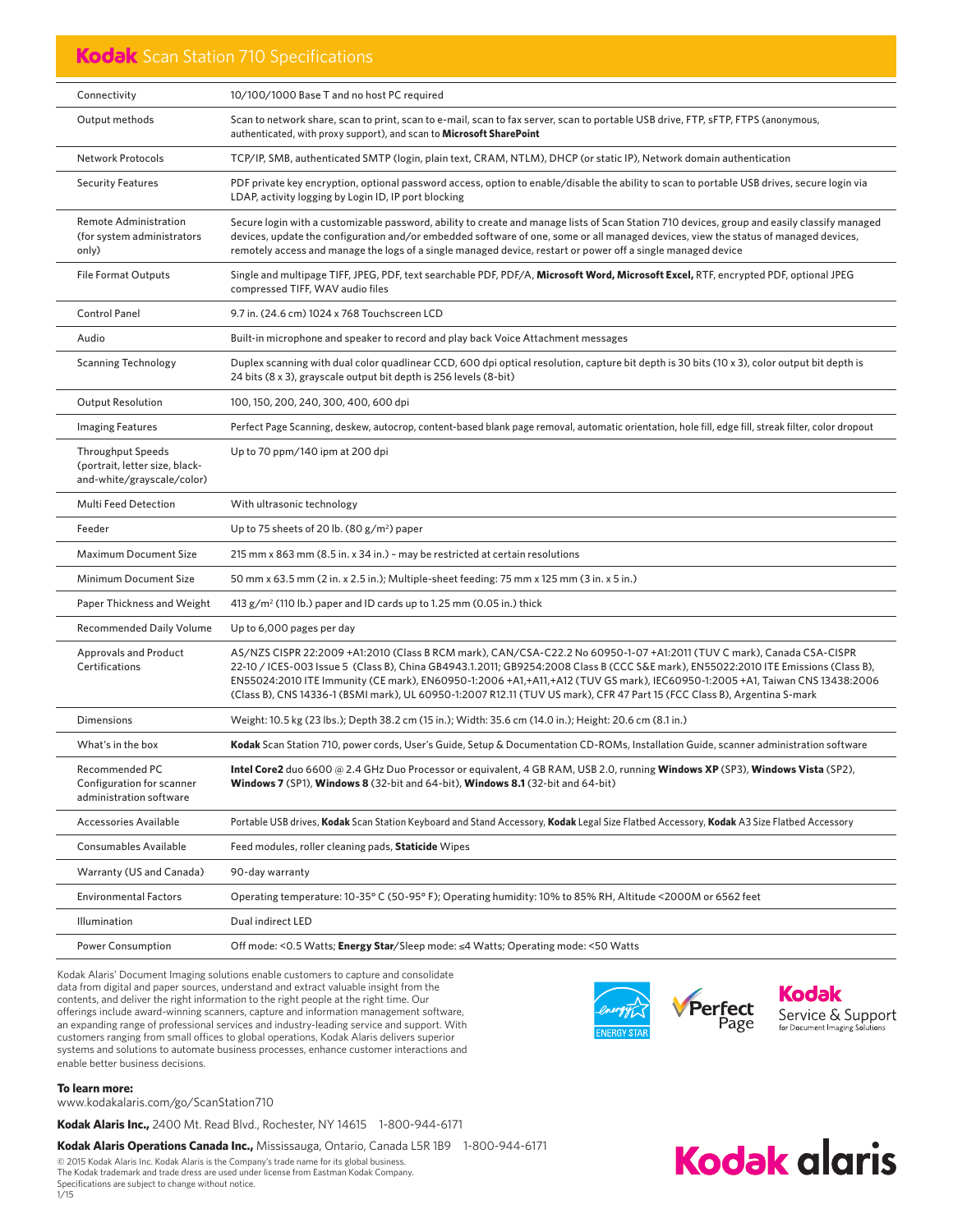# Kodak Scan Station 710 Specifications

| | |
|---|---|
| Connectivity | 10/100/1000 Base T and no host PC required |
| Output methods | Scan to network share, scan to print, scan to e-mail, scan to fax server, scan to portable USB drive, FTP, sFTP, FTPS (anonymous, authenticated, with proxy support), and scan to **Microsoft SharePoint** |
| Network Protocols | TCP/IP, SMB, authenticated SMTP (login, plain text, CRAM, NTLM), DHCP (or static IP), Network domain authentication |
| Security Features | PDF private key encryption, optional password access, option to enable/disable the ability to scan to portable USB drives, secure login via LDAP, activity logging by Login ID, IP port blocking |
| Remote Administration (for system administrators only) | Secure login with a customizable password, ability to create and manage lists of Scan Station 710 devices, group and easily classify managed devices, update the configuration and/or embedded software of one, some or all managed devices, view the status of managed devices, remotely access and manage the logs of a single managed device, restart or power off a single managed device |
| File Format Outputs | Single and multipage TIFF, JPEG, PDF, text searchable PDF, PDF/A, **Microsoft Word, Microsoft Excel,** RTF, encrypted PDF, optional JPEG compressed TIFF, WAV audio files |
| Control Panel | 9.7 in. (24.6 cm) 1024 x 768 Touchscreen LCD |
| Audio | Built-in microphone and speaker to record and play back Voice Attachment messages |
| Scanning Technology | Duplex scanning with dual color quadlinear CCD, 600 dpi optical resolution, capture bit depth is 30 bits (10 x 3), color output bit depth is 24 bits (8 x 3), grayscale output bit depth is 256 levels (8-bit) |
| Output Resolution | 100, 150, 200, 240, 300, 400, 600 dpi |
| Imaging Features | Perfect Page Scanning, deskew, autocrop, content-based blank page removal, automatic orientation, hole fill, edge fill, streak filter, color dropout |
| Throughput Speeds (portrait, letter size, black-and-white/grayscale/color) | Up to 70 ppm/140 ipm at 200 dpi |
| Multi Feed Detection | With ultrasonic technology |
| Feeder | Up to 75 sheets of 20 lb. (80 g/m²) paper |
| Maximum Document Size | 215 mm x 863 mm (8.5 in. x 34 in.) – may be restricted at certain resolutions |
| Minimum Document Size | 50 mm x 63.5 mm (2 in. x 2.5 in.); Multiple-sheet feeding: 75 mm x 125 mm (3 in. x 5 in.) |
| Paper Thickness and Weight | 413 g/m² (110 lb.) paper and ID cards up to 1.25 mm (0.05 in.) thick |
| Recommended Daily Volume | Up to 6,000 pages per day |
| Approvals and Product Certifications | AS/NZS CISPR 22:2009 +A1:2010 (Class B RCM mark), CAN/CSA-C22.2 No 60950-1-07 +A1:2011 (TUV C mark), Canada CSA-CISPR 22-10 / ICES-003 Issue 5 (Class B), China GB4943.1:2011; GB9254:2008 Class B (CCC S&E mark), EN55022:2010 ITE Emissions (Class B), EN55024:2010 ITE Immunity (CE mark), EN60950-1:2006 +A1,+A11,+A12 (TUV GS mark), IEC60950-1:2005 +A1, Taiwan CNS 13438:2006 (Class B), CNS 14336-1 (BSMI mark), UL 60950-1:2007 R12.11 (TUV US mark), CFR 47 Part 15 (FCC Class B), Argentina S-mark |
| Dimensions | Weight: 10.5 kg (23 lbs.); Depth 38.2 cm (15 in.); Width: 35.6 cm (14.0 in.); Height: 20.6 cm (8.1 in.) |
| What's in the box | **Kodak** Scan Station 710, power cords, User's Guide, Setup & Documentation CD-ROMs, Installation Guide, scanner administration software |
| Recommended PC Configuration for scanner administration software | **Intel Core2** duo 6600 @ 2.4 GHz Duo Processor or equivalent, 4 GB RAM, USB 2.0, running **Windows XP** (SP3), **Windows Vista** (SP2), **Windows 7** (SP1), **Windows 8** (32-bit and 64-bit), **Windows 8.1** (32-bit and 64-bit) |
| Accessories Available | Portable USB drives, **Kodak** Scan Station Keyboard and Stand Accessory, **Kodak** Legal Size Flatbed Accessory, **Kodak** A3 Size Flatbed Accessory |
| Consumables Available | Feed modules, roller cleaning pads, **Staticide** Wipes |
| Warranty (US and Canada) | 90-day warranty |
| Environmental Factors | Operating temperature: 10-35° C (50-95° F); Operating humidity: 10% to 85% RH, Altitude <2000M or 6562 feet |
| Illumination | Dual indirect LED |
| Power Consumption | Off mode: <0.5 Watts; **Energy Star**/Sleep mode: ≤4 Watts; Operating mode: <50 Watts |

Kodak Alaris' Document Imaging solutions enable customers to capture and consolidate data from digital and paper sources, understand and extract valuable insight from the contents, and deliver the right information to the right people at the right time. Our offerings include award-winning scanners, capture and information management software, an expanding range of professional services and industry-leading service and support. With customers ranging from small offices to global operations, Kodak Alaris delivers superior systems and solutions to automate business processes, enhance customer interactions and enable better business decisions.

ENERGY STAR | Perfect Page | Kodak Service & Support for Document Imaging Solutions

**To learn more:**
www.kodakalaris.com/go/ScanStation710

**Kodak Alaris Inc.,** 2400 Mt. Read Blvd., Rochester, NY 14615 1-800-944-6171

**Kodak Alaris Operations Canada Inc.,** Mississauga, Ontario, Canada L5R 1B9 1-800-944-6171

© 2015 Kodak Alaris Inc. Kodak Alaris is the Company's trade name for its global business.
The Kodak trademark and trade dress are used under license from Eastman Kodak Company.
Specifications are subject to change without notice.
1/15

Kodak alaris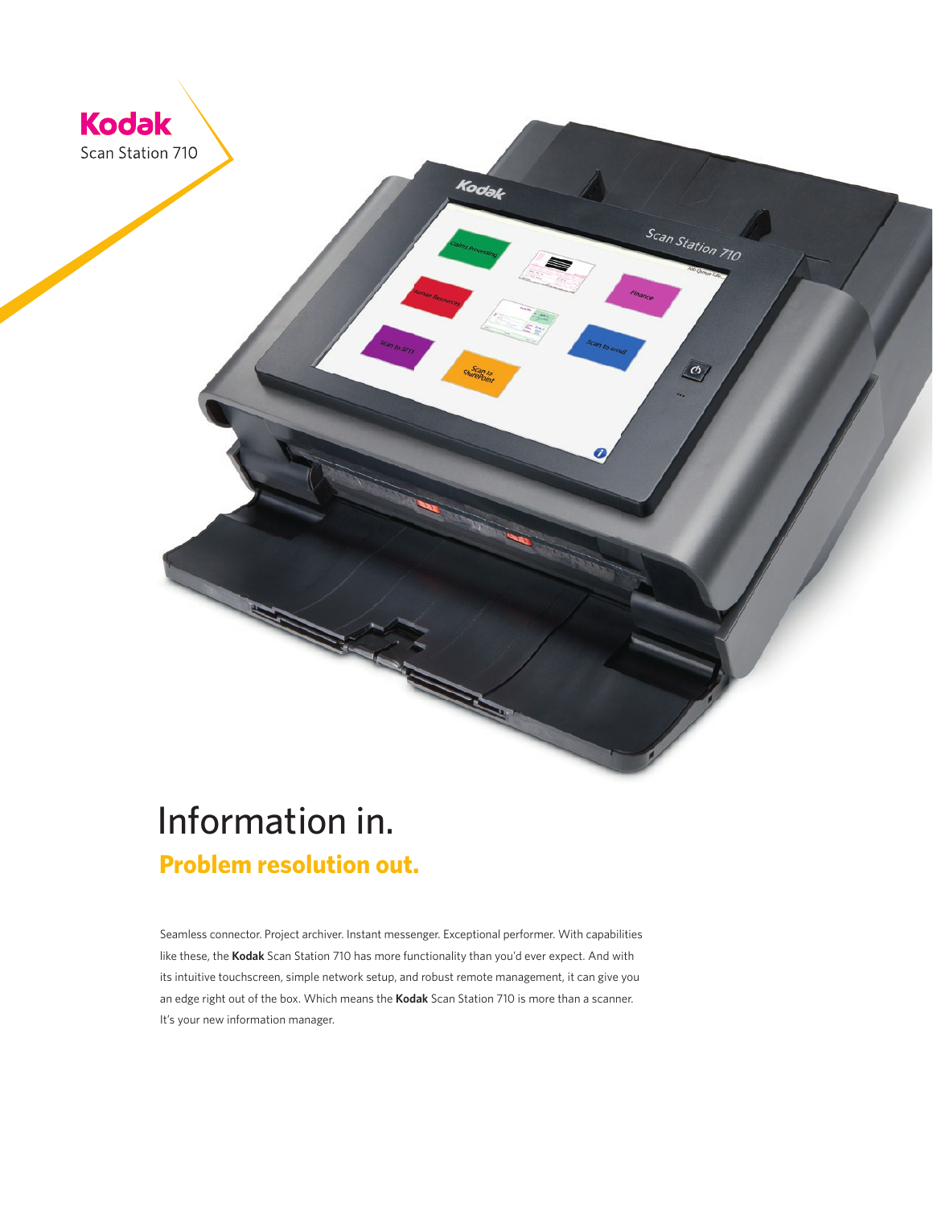**Kodak**
Scan Station 710

# Information in.

## **Problem resolution out.**

Seamless connector. Project archiver. Instant messenger. Exceptional performer. With capabilities like these, the **Kodak** Scan Station 710 has more functionality than you'd ever expect. And with its intuitive touchscreen, simple network setup, and robust remote management, it can give you an edge right out of the box. Which means the **Kodak** Scan Station 710 is more than a scanner. It's your new information manager.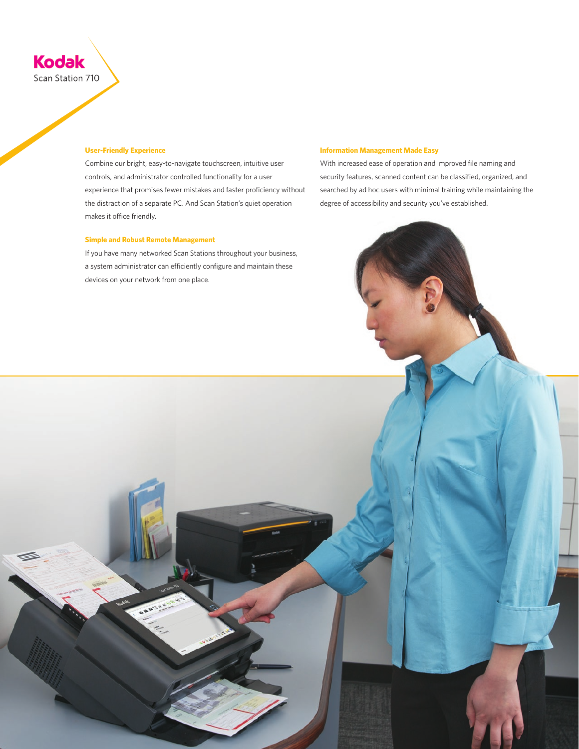**Kodak**
Scan Station 710

### User-Friendly Experience

Combine our bright, easy-to-navigate touchscreen, intuitive user controls, and administrator controlled functionality for a user experience that promises fewer mistakes and faster proficiency without the distraction of a separate PC. And Scan Station's quiet operation makes it office friendly.

### Simple and Robust Remote Management

If you have many networked Scan Stations throughout your business, a system administrator can efficiently configure and maintain these devices on your network from one place.

### Information Management Made Easy

With increased ease of operation and improved file naming and security features, scanned content can be classified, organized, and searched by ad hoc users with minimal training while maintaining the degree of accessibility and security you've established.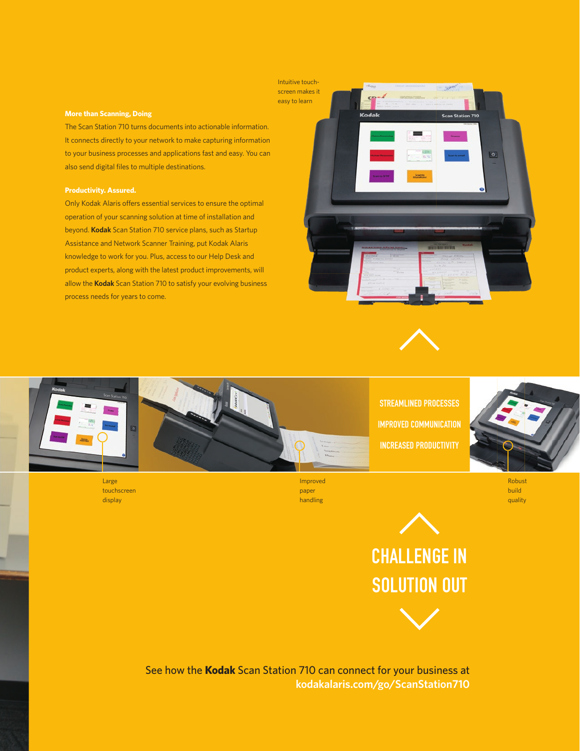Intuitive touch-screen makes it easy to learn

### More than Scanning, Doing

The Scan Station 710 turns documents into actionable information. It connects directly to your network to make capturing information to your business processes and applications fast and easy. You can also send digital files to multiple destinations.

### Productivity. Assured.

Only Kodak Alaris offers essential services to ensure the optimal operation of your scanning solution at time of installation and beyond. **Kodak** Scan Station 710 service plans, such as Startup Assistance and Network Scanner Training, put Kodak Alaris knowledge to work for you. Plus, access to our Help Desk and product experts, along with the latest product improvements, will allow the **Kodak** Scan Station 710 to satisfy your evolving business process needs for years to come.

STREAMLINED PROCESSES

IMPROVED COMMUNICATION

INCREASED PRODUCTIVITY

Large touchscreen display

Improved paper handling

Robust build quality

## CHALLENGE IN SOLUTION OUT

See how the **Kodak** Scan Station 710 can connect for your business at **kodakalaris.com/go/ScanStation710**